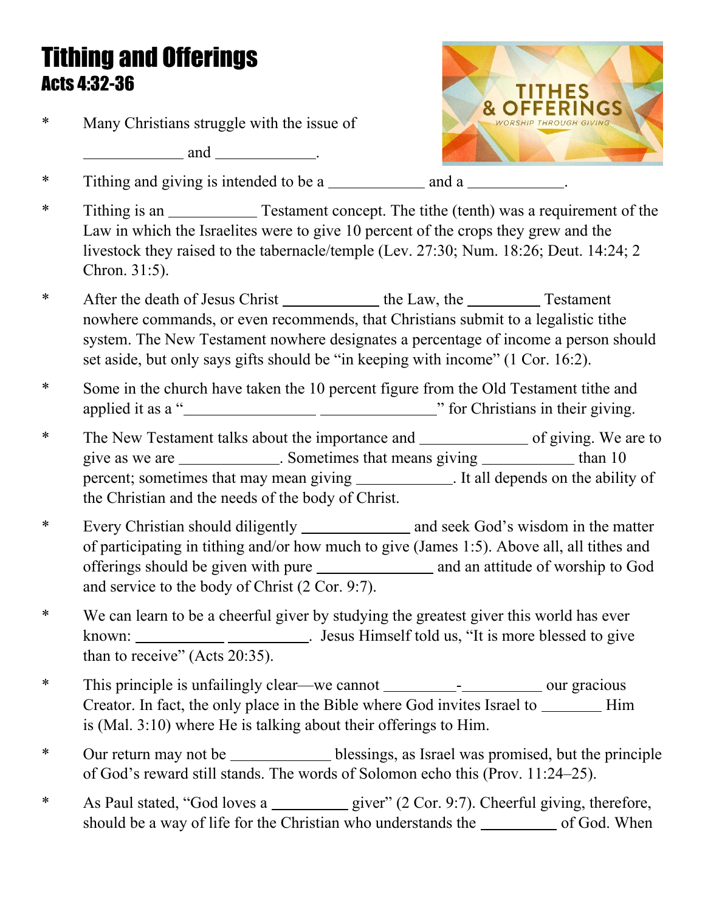# Tithing and Offerings
## Acts 4:32-36

* Many Christians struggle with the issue of ____________ and ____________.

* Tithing and giving is intended to be a ____________ and a ____________.

* Tithing is an ___________ Testament concept. The tithe (tenth) was a requirement of the Law in which the Israelites were to give 10 percent of the crops they grew and the livestock they raised to the tabernacle/temple (Lev. 27:30; Num. 18:26; Deut. 14:24; 2 Chron. 31:5).

* After the death of Jesus Christ ____________ the Law, the _________ Testament nowhere commands, or even recommends, that Christians submit to a legalistic tithe system. The New Testament nowhere designates a percentage of income a person should set aside, but only says gifts should be "in keeping with income" (1 Cor. 16:2).

* Some in the church have taken the 10 percent figure from the Old Testament tithe and applied it as a "________________ _______________" for Christians in their giving.

* The New Testament talks about the importance and _____________ of giving. We are to give as we are _____________. Sometimes that means giving ___________ than 10 percent; sometimes that may mean giving ____________. It all depends on the ability of the Christian and the needs of the body of Christ.

* Every Christian should diligently _____________ and seek God's wisdom in the matter of participating in tithing and/or how much to give (James 1:5). Above all, all tithes and offerings should be given with pure ______________ and an attitude of worship to God and service to the body of Christ (2 Cor. 9:7).

* We can learn to be a cheerful giver by studying the greatest giver this world has ever known: ___________ __________. Jesus Himself told us, "It is more blessed to give than to receive" (Acts 20:35).

* This principle is unfailingly clear—we cannot _________-__________ our gracious Creator. In fact, the only place in the Bible where God invites Israel to ________ Him is (Mal. 3:10) where He is talking about their offerings to Him.

* Our return may not be _____________ blessings, as Israel was promised, but the principle of God's reward still stands. The words of Solomon echo this (Prov. 11:24–25).

* As Paul stated, "God loves a _________ giver" (2 Cor. 9:7). Cheerful giving, therefore, should be a way of life for the Christian who understands the _________ of God. When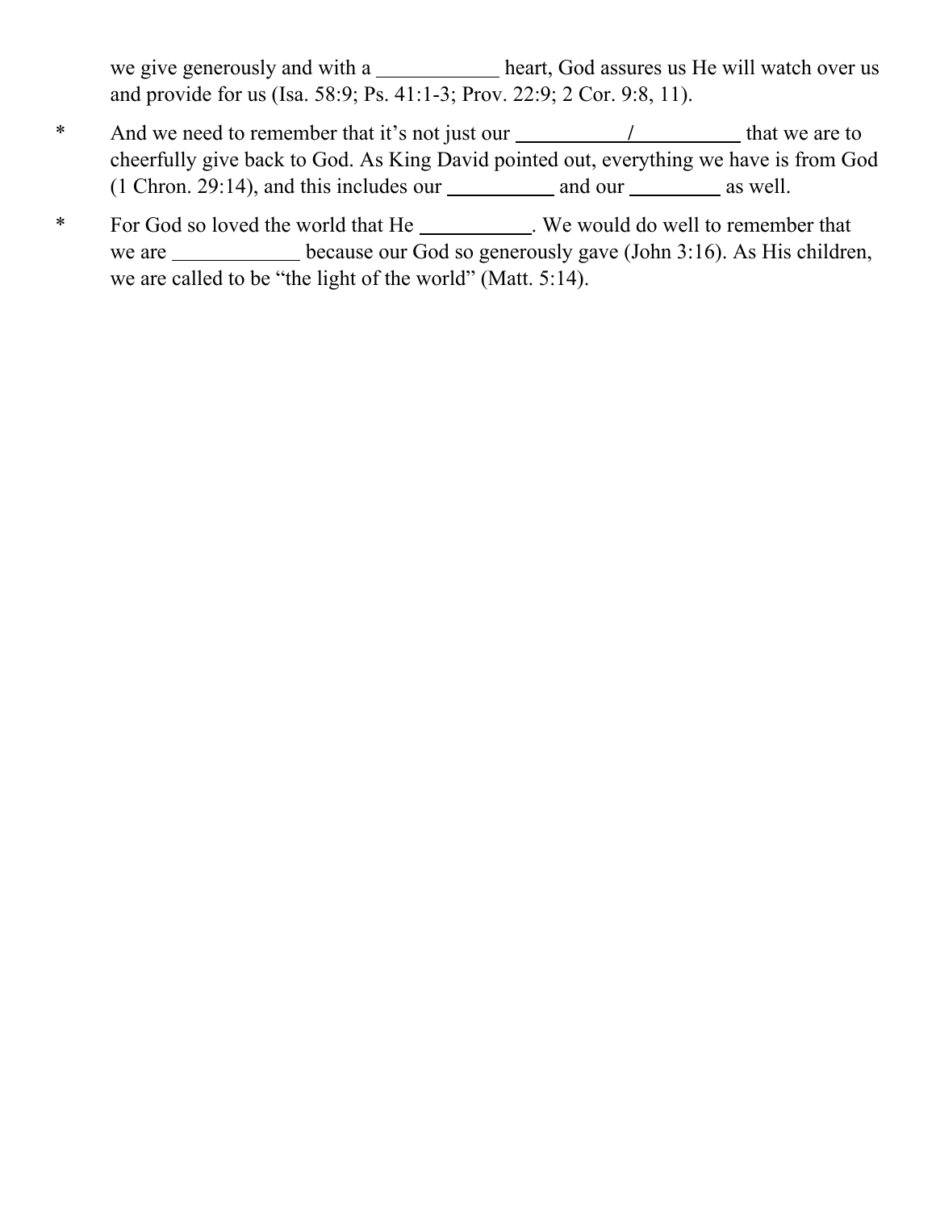we give generously and with a ___________ heart, God assures us He will watch over us and provide for us (Isa. 58:9; Ps. 41:1-3; Prov. 22:9; 2 Cor. 9:8, 11).

* And we need to remember that it's not just our __________/__________ that we are to cheerfully give back to God. As King David pointed out, everything we have is from God (1 Chron. 29:14), and this includes our __________ and our _________ as well.

* For God so loved the world that He __________. We would do well to remember that we are ____________ because our God so generously gave (John 3:16). As His children, we are called to be "the light of the world" (Matt. 5:14).